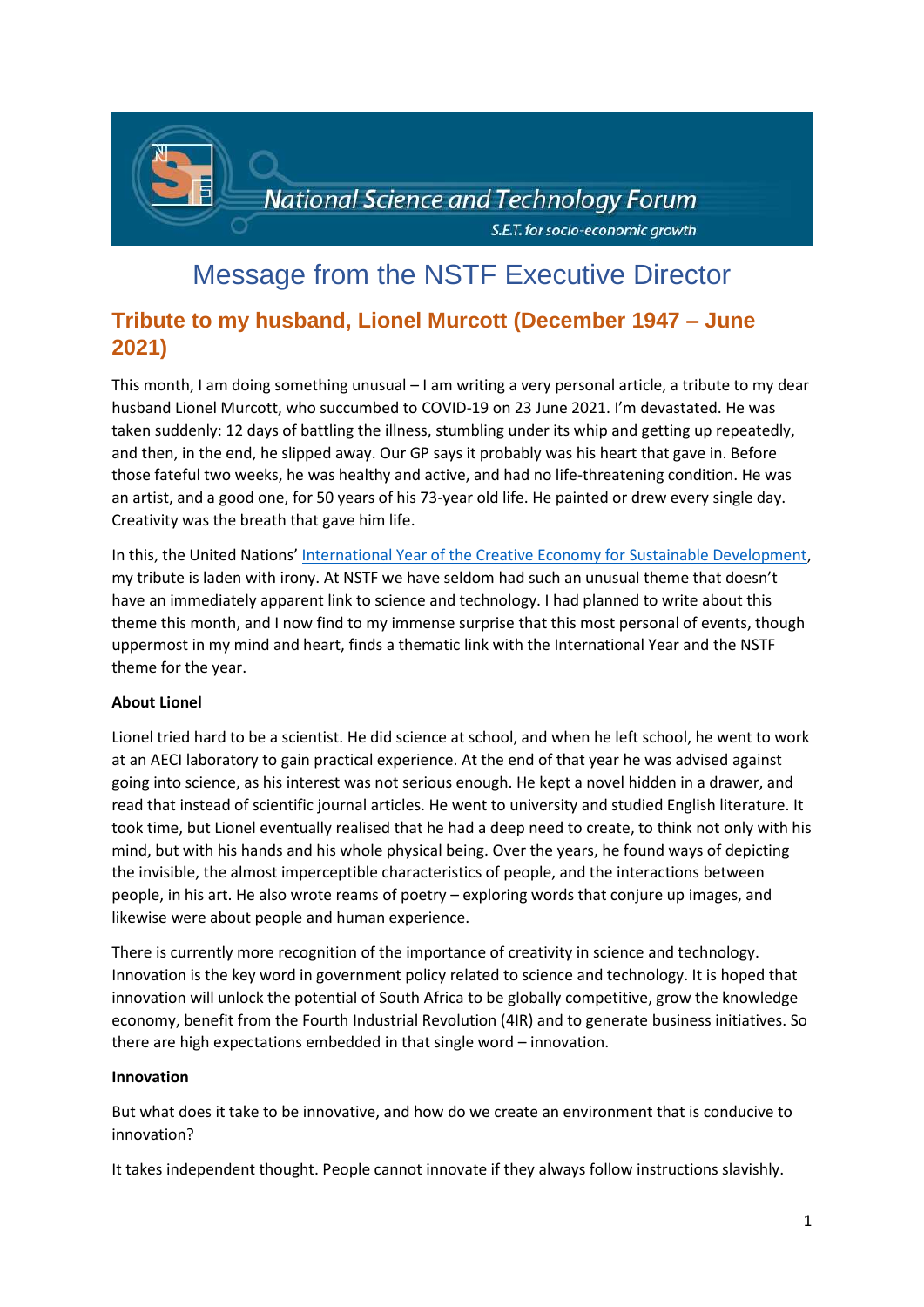National Science and Technology Forum

S.E.T. for socio-economic growth

# Message from the NSTF Executive Director

## Tribute to my husband, Lionel Murcott (December 1947 – June 2021)

This month, I am doing something unusual – I am writing a very personal article, a tribute to my dear husband Lionel Murcott, who succumbed to COVID-19 on 23 June 2021. I'm devastated. He was taken suddenly: 12 days of battling the illness, stumbling under its whip and getting up repeatedly, and then, in the end, he slipped away. Our GP says it probably was his heart that gave in. Before those fateful two weeks, he was healthy and active, and had no life-threatening condition. He was an artist, and a good one, for 50 years of his 73-year old life. He painted or drew every single day. Creativity was the breath that gave him life.

In this, the United Nations' International Year of the Creative Economy for Sustainable Development, my tribute is laden with irony. At NSTF we have seldom had such an unusual theme that doesn't have an immediately apparent link to science and technology. I had planned to write about this theme this month, and I now find to my immense surprise that this most personal of events, though uppermost in my mind and heart, finds a thematic link with the International Year and the NSTF theme for the year.

**About Lionel**

Lionel tried hard to be a scientist. He did science at school, and when he left school, he went to work at an AECI laboratory to gain practical experience. At the end of that year he was advised against going into science, as his interest was not serious enough. He kept a novel hidden in a drawer, and read that instead of scientific journal articles. He went to university and studied English literature. It took time, but Lionel eventually realised that he had a deep need to create, to think not only with his mind, but with his hands and his whole physical being. Over the years, he found ways of depicting the invisible, the almost imperceptible characteristics of people, and the interactions between people, in his art. He also wrote reams of poetry – exploring words that conjure up images, and likewise were about people and human experience.

There is currently more recognition of the importance of creativity in science and technology. Innovation is the key word in government policy related to science and technology. It is hoped that innovation will unlock the potential of South Africa to be globally competitive, grow the knowledge economy, benefit from the Fourth Industrial Revolution (4IR) and to generate business initiatives. So there are high expectations embedded in that single word – innovation.

**Innovation**

But what does it take to be innovative, and how do we create an environment that is conducive to innovation?

It takes independent thought. People cannot innovate if they always follow instructions slavishly.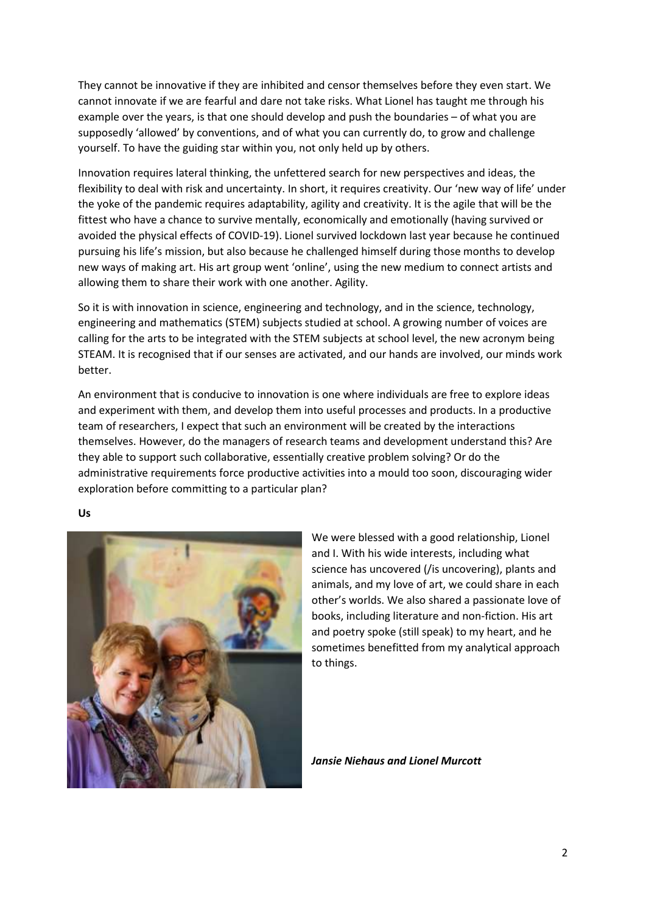They cannot be innovative if they are inhibited and censor themselves before they even start. We cannot innovate if we are fearful and dare not take risks. What Lionel has taught me through his example over the years, is that one should develop and push the boundaries – of what you are supposedly 'allowed' by conventions, and of what you can currently do, to grow and challenge yourself. To have the guiding star within you, not only held up by others.

Innovation requires lateral thinking, the unfettered search for new perspectives and ideas, the flexibility to deal with risk and uncertainty. In short, it requires creativity. Our 'new way of life' under the yoke of the pandemic requires adaptability, agility and creativity. It is the agile that will be the fittest who have a chance to survive mentally, economically and emotionally (having survived or avoided the physical effects of COVID-19). Lionel survived lockdown last year because he continued pursuing his life's mission, but also because he challenged himself during those months to develop new ways of making art. His art group went 'online', using the new medium to connect artists and allowing them to share their work with one another. Agility.

So it is with innovation in science, engineering and technology, and in the science, technology, engineering and mathematics (STEM) subjects studied at school. A growing number of voices are calling for the arts to be integrated with the STEM subjects at school level, the new acronym being STEAM. It is recognised that if our senses are activated, and our hands are involved, our minds work better.

An environment that is conducive to innovation is one where individuals are free to explore ideas and experiment with them, and develop them into useful processes and products. In a productive team of researchers, I expect that such an environment will be created by the interactions themselves. However, do the managers of research teams and development understand this? Are they able to support such collaborative, essentially creative problem solving? Or do the administrative requirements force productive activities into a mould too soon, discouraging wider exploration before committing to a particular plan?

**Us**

We were blessed with a good relationship, Lionel and I. With his wide interests, including what science has uncovered (/is uncovering), plants and animals, and my love of art, we could share in each other's worlds. We also shared a passionate love of books, including literature and non-fiction. His art and poetry spoke (still speak) to my heart, and he sometimes benefitted from my analytical approach to things.

***Jansie Niehaus and Lionel Murcott***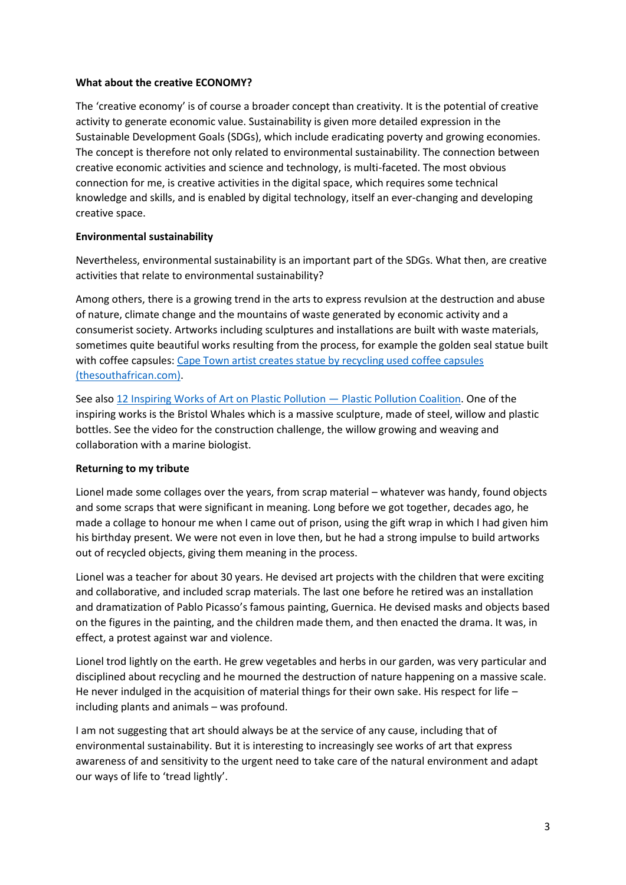**What about the creative ECONOMY?**

The 'creative economy' is of course a broader concept than creativity. It is the potential of creative activity to generate economic value. Sustainability is given more detailed expression in the Sustainable Development Goals (SDGs), which include eradicating poverty and growing economies. The concept is therefore not only related to environmental sustainability. The connection between creative economic activities and science and technology, is multi-faceted. The most obvious connection for me, is creative activities in the digital space, which requires some technical knowledge and skills, and is enabled by digital technology, itself an ever-changing and developing creative space.

**Environmental sustainability**

Nevertheless, environmental sustainability is an important part of the SDGs. What then, are creative activities that relate to environmental sustainability?

Among others, there is a growing trend in the arts to express revulsion at the destruction and abuse of nature, climate change and the mountains of waste generated by economic activity and a consumerist society. Artworks including sculptures and installations are built with waste materials, sometimes quite beautiful works resulting from the process, for example the golden seal statue built with coffee capsules: Cape Town artist creates statue by recycling used coffee capsules (thesouthafrican.com).

See also 12 Inspiring Works of Art on Plastic Pollution — Plastic Pollution Coalition. One of the inspiring works is the Bristol Whales which is a massive sculpture, made of steel, willow and plastic bottles. See the video for the construction challenge, the willow growing and weaving and collaboration with a marine biologist.

**Returning to my tribute**

Lionel made some collages over the years, from scrap material – whatever was handy, found objects and some scraps that were significant in meaning. Long before we got together, decades ago, he made a collage to honour me when I came out of prison, using the gift wrap in which I had given him his birthday present. We were not even in love then, but he had a strong impulse to build artworks out of recycled objects, giving them meaning in the process.

Lionel was a teacher for about 30 years. He devised art projects with the children that were exciting and collaborative, and included scrap materials. The last one before he retired was an installation and dramatization of Pablo Picasso's famous painting, Guernica. He devised masks and objects based on the figures in the painting, and the children made them, and then enacted the drama. It was, in effect, a protest against war and violence.

Lionel trod lightly on the earth. He grew vegetables and herbs in our garden, was very particular and disciplined about recycling and he mourned the destruction of nature happening on a massive scale. He never indulged in the acquisition of material things for their own sake. His respect for life – including plants and animals – was profound.

I am not suggesting that art should always be at the service of any cause, including that of environmental sustainability. But it is interesting to increasingly see works of art that express awareness of and sensitivity to the urgent need to take care of the natural environment and adapt our ways of life to 'tread lightly'.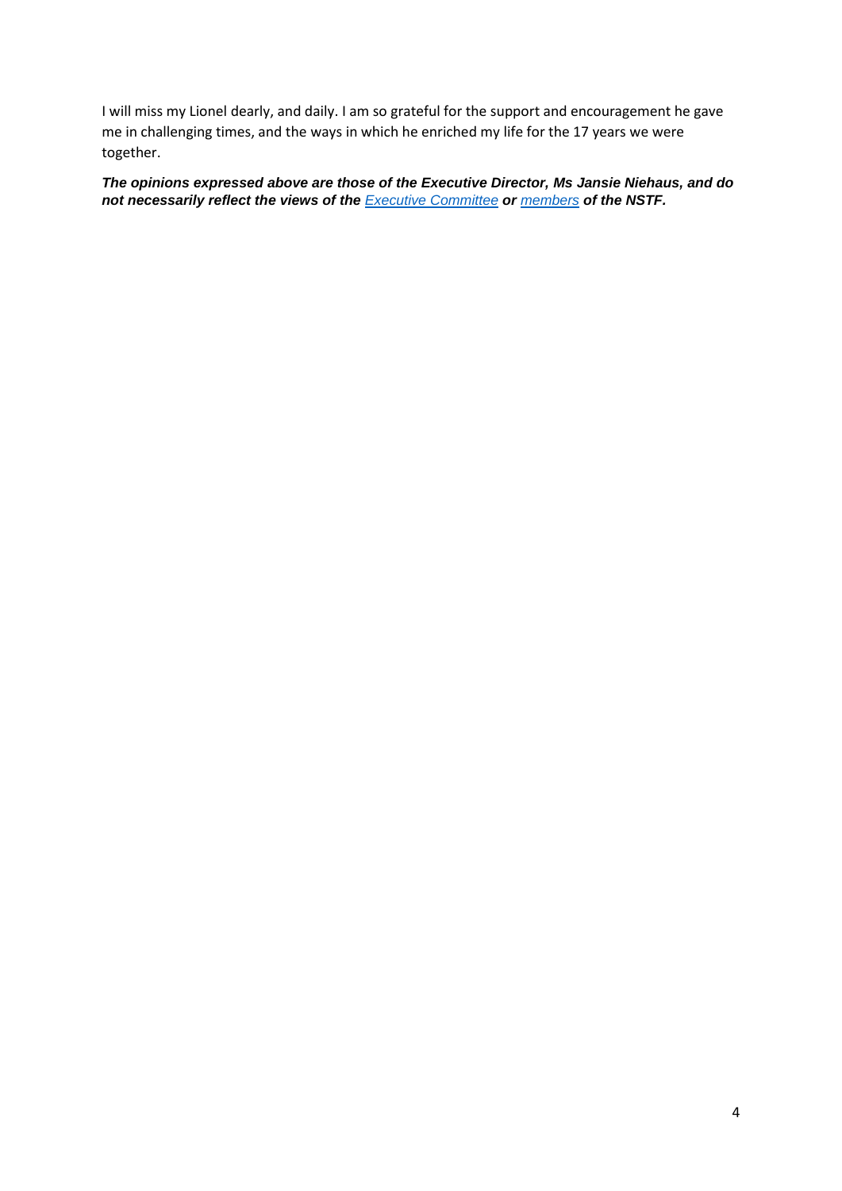I will miss my Lionel dearly, and daily. I am so grateful for the support and encouragement he gave me in challenging times, and the ways in which he enriched my life for the 17 years we were together.

***The opinions expressed above are those of the Executive Director, Ms Jansie Niehaus, and do not necessarily reflect the views of the Executive Committee or members of the NSTF.***